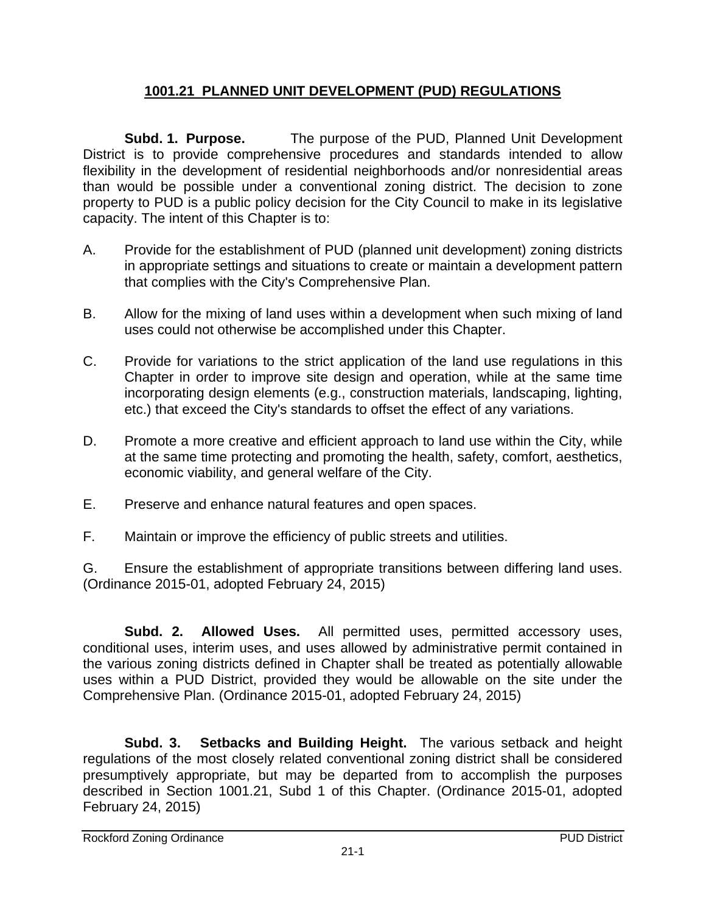# 1001.21 PLANNED UNIT DEVELOPMENT (PUD) REGULATIONS

**Subd. 1. Purpose.** The purpose of the PUD, Planned Unit Development District is to provide comprehensive procedures and standards intended to allow flexibility in the development of residential neighborhoods and/or nonresidential areas than would be possible under a conventional zoning district. The decision to zone property to PUD is a public policy decision for the City Council to make in its legislative capacity. The intent of this Chapter is to:

A. Provide for the establishment of PUD (planned unit development) zoning districts in appropriate settings and situations to create or maintain a development pattern that complies with the City's Comprehensive Plan.

B. Allow for the mixing of land uses within a development when such mixing of land uses could not otherwise be accomplished under this Chapter.

C. Provide for variations to the strict application of the land use regulations in this Chapter in order to improve site design and operation, while at the same time incorporating design elements (e.g., construction materials, landscaping, lighting, etc.) that exceed the City's standards to offset the effect of any variations.

D. Promote a more creative and efficient approach to land use within the City, while at the same time protecting and promoting the health, safety, comfort, aesthetics, economic viability, and general welfare of the City.

E. Preserve and enhance natural features and open spaces.

F. Maintain or improve the efficiency of public streets and utilities.

G. Ensure the establishment of appropriate transitions between differing land uses. (Ordinance 2015-01, adopted February 24, 2015)

**Subd. 2. Allowed Uses.** All permitted uses, permitted accessory uses, conditional uses, interim uses, and uses allowed by administrative permit contained in the various zoning districts defined in Chapter shall be treated as potentially allowable uses within a PUD District, provided they would be allowable on the site under the Comprehensive Plan. (Ordinance 2015-01, adopted February 24, 2015)

**Subd. 3. Setbacks and Building Height.** The various setback and height regulations of the most closely related conventional zoning district shall be considered presumptively appropriate, but may be departed from to accomplish the purposes described in Section 1001.21, Subd 1 of this Chapter. (Ordinance 2015-01, adopted February 24, 2015)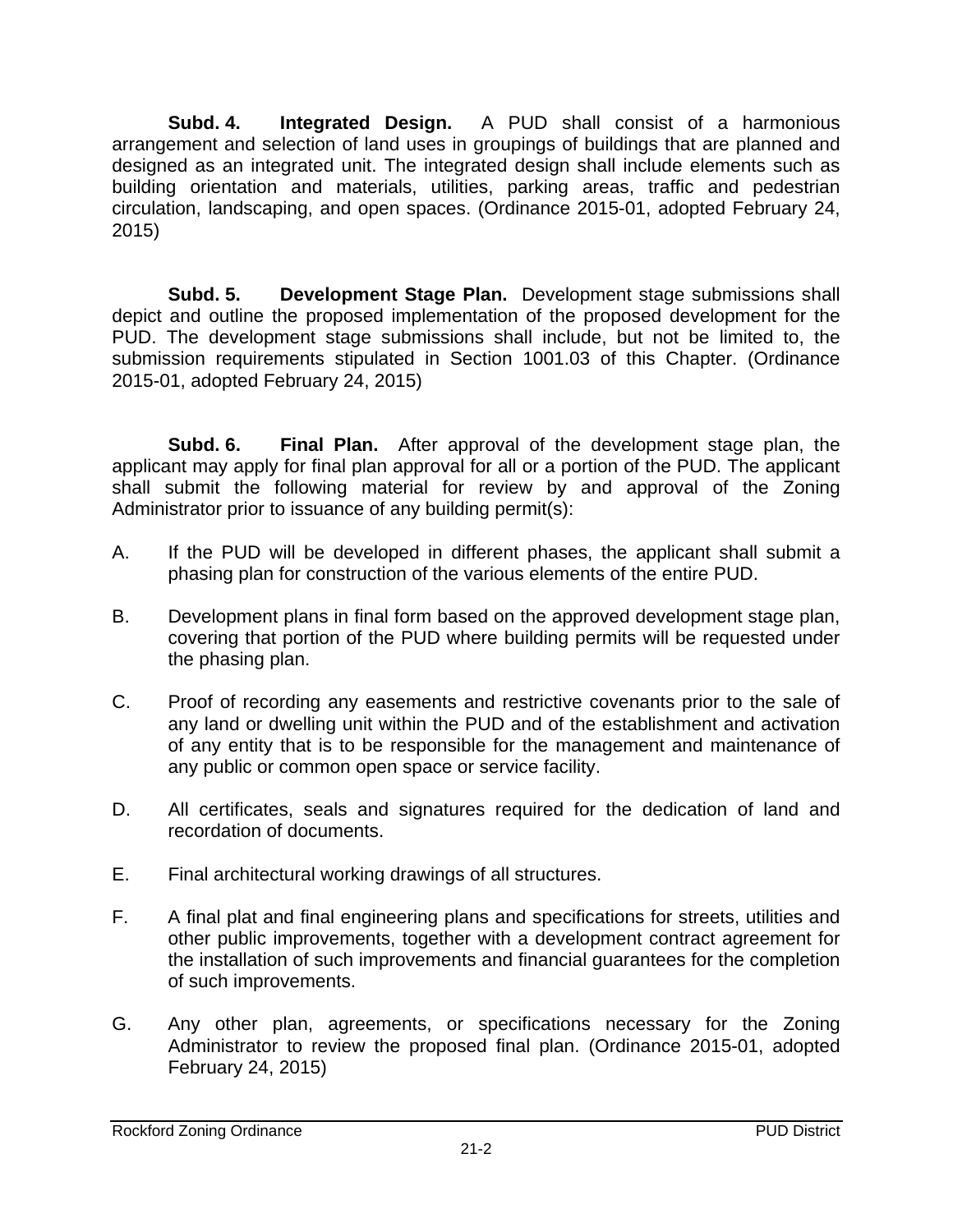**Subd. 4. Integrated Design.** A PUD shall consist of a harmonious arrangement and selection of land uses in groupings of buildings that are planned and designed as an integrated unit. The integrated design shall include elements such as building orientation and materials, utilities, parking areas, traffic and pedestrian circulation, landscaping, and open spaces. (Ordinance 2015-01, adopted February 24, 2015)

**Subd. 5. Development Stage Plan.** Development stage submissions shall depict and outline the proposed implementation of the proposed development for the PUD. The development stage submissions shall include, but not be limited to, the submission requirements stipulated in Section 1001.03 of this Chapter. (Ordinance 2015-01, adopted February 24, 2015)

**Subd. 6. Final Plan.** After approval of the development stage plan, the applicant may apply for final plan approval for all or a portion of the PUD. The applicant shall submit the following material for review by and approval of the Zoning Administrator prior to issuance of any building permit(s):

A. If the PUD will be developed in different phases, the applicant shall submit a phasing plan for construction of the various elements of the entire PUD.

B. Development plans in final form based on the approved development stage plan, covering that portion of the PUD where building permits will be requested under the phasing plan.

C. Proof of recording any easements and restrictive covenants prior to the sale of any land or dwelling unit within the PUD and of the establishment and activation of any entity that is to be responsible for the management and maintenance of any public or common open space or service facility.

D. All certificates, seals and signatures required for the dedication of land and recordation of documents.

E. Final architectural working drawings of all structures.

F. A final plat and final engineering plans and specifications for streets, utilities and other public improvements, together with a development contract agreement for the installation of such improvements and financial guarantees for the completion of such improvements.

G. Any other plan, agreements, or specifications necessary for the Zoning Administrator to review the proposed final plan. (Ordinance 2015-01, adopted February 24, 2015)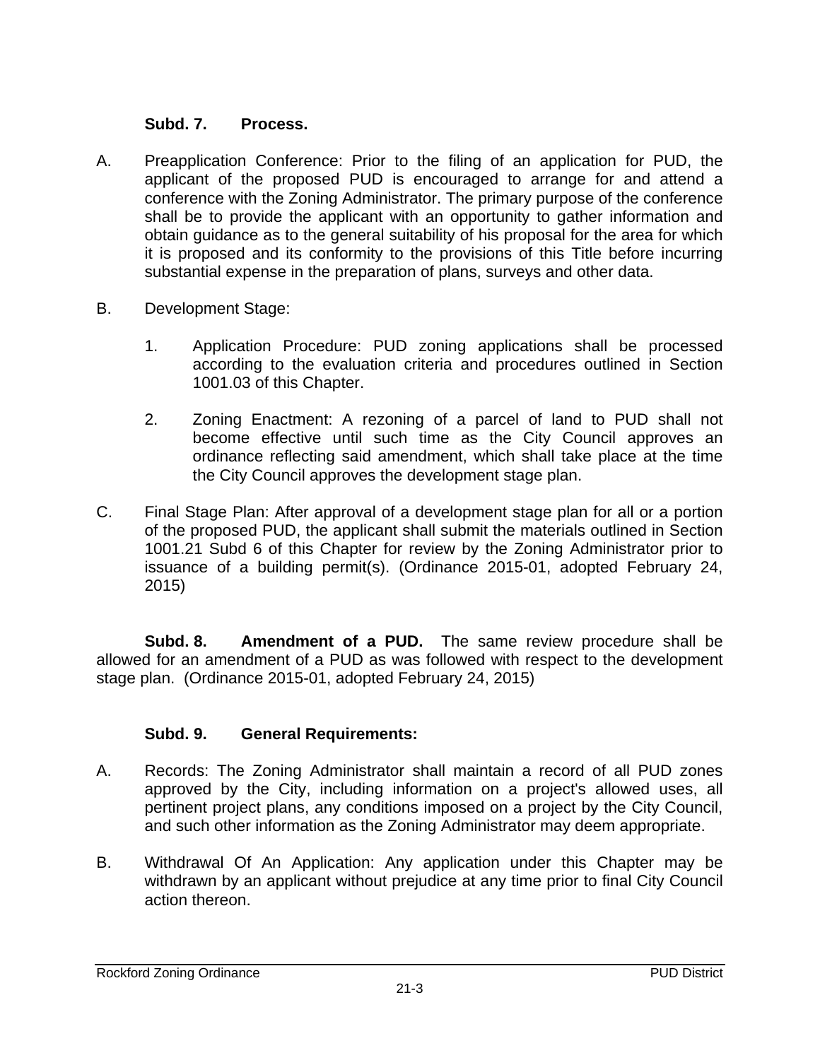**Subd. 7. Process.**

A. Preapplication Conference: Prior to the filing of an application for PUD, the applicant of the proposed PUD is encouraged to arrange for and attend a conference with the Zoning Administrator. The primary purpose of the conference shall be to provide the applicant with an opportunity to gather information and obtain guidance as to the general suitability of his proposal for the area for which it is proposed and its conformity to the provisions of this Title before incurring substantial expense in the preparation of plans, surveys and other data.

B. Development Stage:

1. Application Procedure: PUD zoning applications shall be processed according to the evaluation criteria and procedures outlined in Section 1001.03 of this Chapter.

2. Zoning Enactment: A rezoning of a parcel of land to PUD shall not become effective until such time as the City Council approves an ordinance reflecting said amendment, which shall take place at the time the City Council approves the development stage plan.

C. Final Stage Plan: After approval of a development stage plan for all or a portion of the proposed PUD, the applicant shall submit the materials outlined in Section 1001.21 Subd 6 of this Chapter for review by the Zoning Administrator prior to issuance of a building permit(s). (Ordinance 2015-01, adopted February 24, 2015)

**Subd. 8. Amendment of a PUD.** The same review procedure shall be allowed for an amendment of a PUD as was followed with respect to the development stage plan. (Ordinance 2015-01, adopted February 24, 2015)

**Subd. 9. General Requirements:**

A. Records: The Zoning Administrator shall maintain a record of all PUD zones approved by the City, including information on a project's allowed uses, all pertinent project plans, any conditions imposed on a project by the City Council, and such other information as the Zoning Administrator may deem appropriate.

B. Withdrawal Of An Application: Any application under this Chapter may be withdrawn by an applicant without prejudice at any time prior to final City Council action thereon.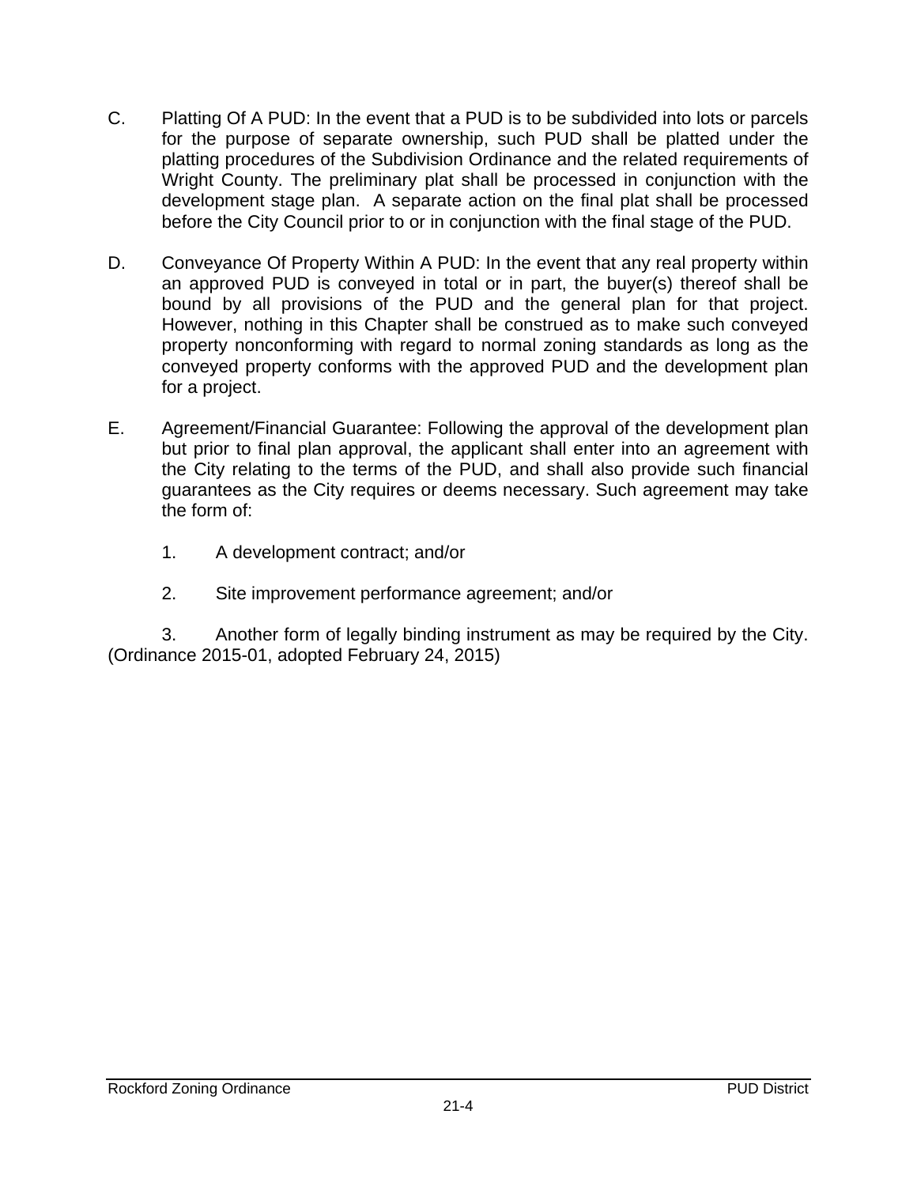C. Platting Of A PUD: In the event that a PUD is to be subdivided into lots or parcels for the purpose of separate ownership, such PUD shall be platted under the platting procedures of the Subdivision Ordinance and the related requirements of Wright County. The preliminary plat shall be processed in conjunction with the development stage plan. A separate action on the final plat shall be processed before the City Council prior to or in conjunction with the final stage of the PUD.

D. Conveyance Of Property Within A PUD: In the event that any real property within an approved PUD is conveyed in total or in part, the buyer(s) thereof shall be bound by all provisions of the PUD and the general plan for that project. However, nothing in this Chapter shall be construed as to make such conveyed property nonconforming with regard to normal zoning standards as long as the conveyed property conforms with the approved PUD and the development plan for a project.

E. Agreement/Financial Guarantee: Following the approval of the development plan but prior to final plan approval, the applicant shall enter into an agreement with the City relating to the terms of the PUD, and shall also provide such financial guarantees as the City requires or deems necessary. Such agreement may take the form of:

1. A development contract; and/or

2. Site improvement performance agreement; and/or

3. Another form of legally binding instrument as may be required by the City.

(Ordinance 2015-01, adopted February 24, 2015)